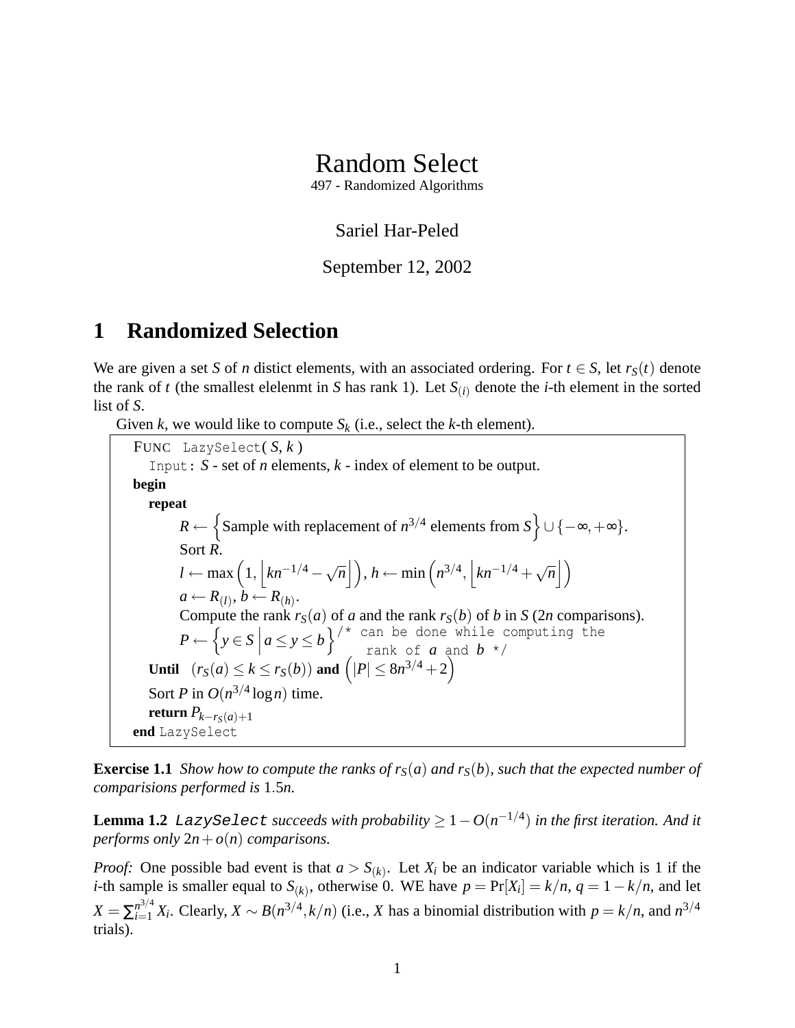# Random Select

497 - Randomized Algorithms

Sariel Har-Peled

September 12, 2002

## 1 Randomized Selection

We are given a set $S$ of $n$ distict elements, with an associated ordering. For $t \in S$, let $r_S(t)$ denote the rank of $t$ (the smallest elelenmt in $S$ has rank 1). Let $S_{(i)}$ denote the $i$-th element in the sorted list of $S$.

Given $k$, we would like to compute $S_k$ (i.e., select the $k$-th element).

```
FUNC LazySelect( S, k )
  Input: S - set of n elements, k - index of element to be output.
begin
  repeat
      R ← { Sample with replacement of n^{3/4} elements from S } ∪ {−∞, +∞}.
      Sort R.
      l ← max(1, ⌊k n^{−1/4} − √n⌋), h ← min(n^{3/4}, ⌊k n^{−1/4} + √n⌋)
      a ← R_(l), b ← R_(h).
      Compute the rank r_S(a) of a and the rank r_S(b) of b in S (2n comparisons).
      P ← { y ∈ S | a ≤ y ≤ b } /* can be done while computing the
                                   rank of a and b */
  Until (r_S(a) ≤ k ≤ r_S(b)) and (|P| ≤ 8n^{3/4} + 2)
  Sort P in O(n^{3/4} log n) time.
  return P_{k − r_S(a) + 1}
end LazySelect
```

**Exercise 1.1** *Show how to compute the ranks of $r_S(a)$ and $r_S(b)$, such that the expected number of comparisions performed is $1.5n$.*

**Lemma 1.2** LazySelect *succeeds with probability $\geq 1 - O(n^{-1/4})$ in the first iteration. And it performs only $2n + o(n)$ comparisons.*

*Proof:* One possible bad event is that $a > S_{(k)}$. Let $X_i$ be an indicator variable which is 1 if the $i$-th sample is smaller equal to $S_{(k)}$, otherwise 0. WE have $p = \Pr[X_i] = k/n$, $q = 1 - k/n$, and let $X = \sum_{i=1}^{n^{3/4}} X_i$. Clearly, $X \sim B(n^{3/4}, k/n)$ (i.e., $X$ has a binomial distribution with $p = k/n$, and $n^{3/4}$ trials).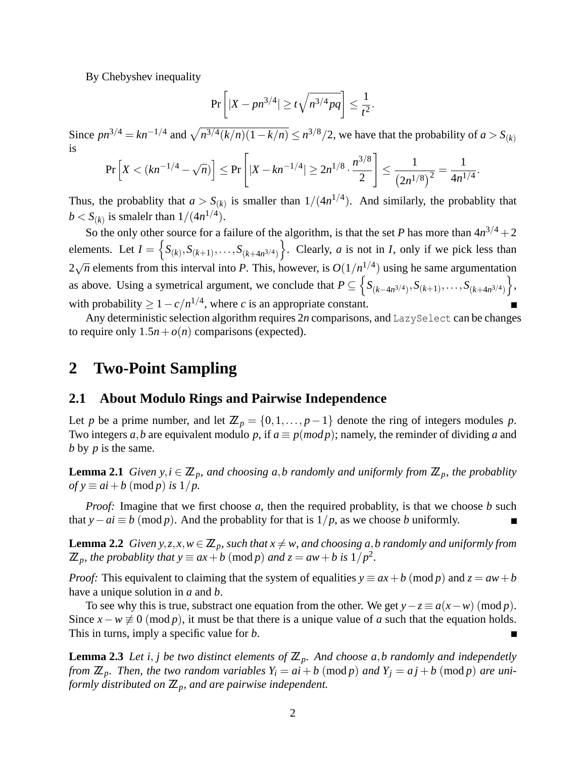By Chebyshev inequality

$$\Pr\left[|X - pn^{3/4}| \geq t\sqrt{n^{3/4}pq}\right] \leq \frac{1}{t^2}.$$

Since $pn^{3/4} = kn^{-1/4}$ and $\sqrt{n^{3/4}(k/n)(1-k/n)} \leq n^{3/8}/2$, we have that the probability of $a > S_{(k)}$ is

$$\Pr\left[X < (kn^{-1/4} - \sqrt{n})\right] \leq \Pr\left[|X - kn^{-1/4}| \geq 2n^{1/8} \cdot \frac{n^{3/8}}{2}\right] \leq \frac{1}{\left(2n^{1/8}\right)^2} = \frac{1}{4n^{1/4}}.$$

Thus, the probablity that $a > S_{(k)}$ is smaller than $1/(4n^{1/4})$. And similarly, the probablity that $b < S_{(k)}$ is smalelr than $1/(4n^{1/4})$.

So the only other source for a failure of the algorithm, is that the set $P$ has more than $4n^{3/4} + 2$ elements. Let $I = \left\{S_{(k)}, S_{(k+1)}, \ldots, S_{(k+4n^{3/4})}\right\}$. Clearly, $a$ is not in $I$, only if we pick less than $2\sqrt{n}$ elements from this interval into $P$. This, however, is $O(1/n^{1/4})$ using he same argumentation as above. Using a symetrical argument, we conclude that $P \subseteq \left\{S_{(k-4n^{3/4})}, S_{(k+1)}, \ldots, S_{(k+4n^{3/4})}\right\}$, with probability $\geq 1 - c/n^{1/4}$, where $c$ is an appropriate constant. ■

Any deterministic selection algorithm requires $2n$ comparisons, and `LazySelect` can be changes to require only $1.5n + o(n)$ comparisons (expected).

# 2 Two-Point Sampling

## 2.1 About Modulo Rings and Pairwise Independence

Let $p$ be a prime number, and let $\mathbb{Z}_p = \{0, 1, \ldots, p-1\}$ denote the ring of integers modules $p$. Two integers $a, b$ are equivalent modulo $p$, if $a \equiv p(mod\, p)$; namely, the reminder of dividing $a$ and $b$ by $p$ is the same.

**Lemma 2.1** *Given $y, i \in \mathbb{Z}_p$, and choosing $a, b$ randomly and uniformly from $\mathbb{Z}_p$, the probablity of $y \equiv ai + b \pmod{p}$ is $1/p$.*

*Proof:* Imagine that we first choose $a$, then the required probablity, is that we choose $b$ such that $y - ai \equiv b \pmod{p}$. And the probablity for that is $1/p$, as we choose $b$ uniformly. ■

**Lemma 2.2** *Given $y, z, x, w \in \mathbb{Z}_p$, such that $x \neq w$, and choosing $a, b$ randomly and uniformly from $\mathbb{Z}_p$, the probablity that $y \equiv ax + b \pmod{p}$ and $z = aw + b$ is $1/p^2$.*

*Proof:* This equivalent to claiming that the system of equalities $y \equiv ax + b \pmod{p}$ and $z = aw + b$ have a unique solution in $a$ and $b$.

To see why this is true, substract one equation from the other. We get $y - z \equiv a(x - w) \pmod{p}$. Since $x - w \not\equiv 0 \pmod{p}$, it must be that there is a unique value of $a$ such that the equation holds. This in turns, imply a specific value for $b$. ■

**Lemma 2.3** *Let $i, j$ be two distinct elements of $\mathbb{Z}_p$. And choose $a, b$ randomly and independetly from $\mathbb{Z}_p$. Then, the two random variables $Y_i = ai + b \pmod{p}$ and $Y_j = aj + b \pmod{p}$ are uniformly distributed on $\mathbb{Z}_p$, and are pairwise independent.*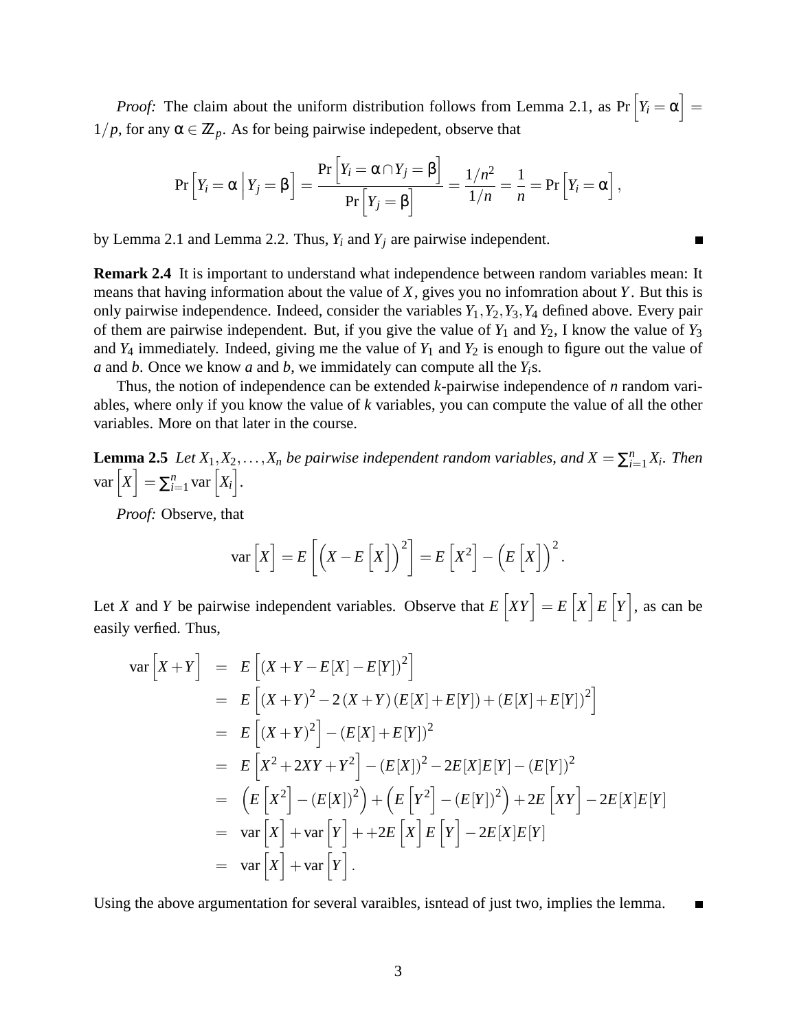*Proof:* The claim about the uniform distribution follows from Lemma 2.1, as $\Pr\left[Y_i = \alpha\right] = 1/p$, for any $\alpha \in \mathbb{Z}_p$. As for being pairwise indepedent, observe that

$$\Pr\left[Y_i = \alpha \,\middle|\, Y_j = \beta\right] = \frac{\Pr\left[Y_i = \alpha \cap Y_j = \beta\right]}{\Pr\left[Y_j = \beta\right]} = \frac{1/n^2}{1/n} = \frac{1}{n} = \Pr\left[Y_i = \alpha\right],$$

by Lemma 2.1 and Lemma 2.2. Thus, $Y_i$ and $Y_j$ are pairwise independent. ■

**Remark 2.4** It is important to understand what independence between random variables mean: It means that having information about the value of $X$, gives you no infomration about $Y$. But this is only pairwise independence. Indeed, consider the variables $Y_1, Y_2, Y_3, Y_4$ defined above. Every pair of them are pairwise independent. But, if you give the value of $Y_1$ and $Y_2$, I know the value of $Y_3$ and $Y_4$ immediately. Indeed, giving me the value of $Y_1$ and $Y_2$ is enough to figure out the value of $a$ and $b$. Once we know $a$ and $b$, we immidately can compute all the $Y_i$s.

Thus, the notion of independence can be extended $k$-pairwise independence of $n$ random variables, where only if you know the value of $k$ variables, you can compute the value of all the other variables. More on that later in the course.

**Lemma 2.5** *Let $X_1, X_2, \ldots, X_n$ be pairwise independent random variables, and $X = \sum_{i=1}^{n} X_i$. Then* $\mathrm{var}\left[X\right] = \sum_{i=1}^{n} \mathrm{var}\left[X_i\right]$.

*Proof:* Observe, that

$$\mathrm{var}\left[X\right] = E\left[\left(X - E\left[X\right]\right)^2\right] = E\left[X^2\right] - \left(E\left[X\right]\right)^2.$$

Let $X$ and $Y$ be pairwise independent variables. Observe that $E\left[XY\right] = E\left[X\right]E\left[Y\right]$, as can be easily verfied. Thus,

$$\begin{aligned}
\mathrm{var}\left[X+Y\right] &= E\left[\left(X+Y-E[X]-E[Y]\right)^2\right] \\
&= E\left[\left(X+Y\right)^2 - 2\left(X+Y\right)\left(E[X]+E[Y]\right) + \left(E[X]+E[Y]\right)^2\right] \\
&= E\left[\left(X+Y\right)^2\right] - \left(E[X]+E[Y]\right)^2 \\
&= E\left[X^2+2XY+Y^2\right] - \left(E[X]\right)^2 - 2E[X]E[Y] - \left(E[Y]\right)^2 \\
&= \left(E\left[X^2\right] - \left(E[X]\right)^2\right) + \left(E\left[Y^2\right] - \left(E[Y]\right)^2\right) + 2E\left[XY\right] - 2E[X]E[Y] \\
&= \mathrm{var}\left[X\right] + \mathrm{var}\left[Y\right] + +2E\left[X\right]E\left[Y\right] - 2E[X]E[Y] \\
&= \mathrm{var}\left[X\right] + \mathrm{var}\left[Y\right].
\end{aligned}$$

Using the above argumentation for several varaibles, isntead of just two, implies the lemma. ■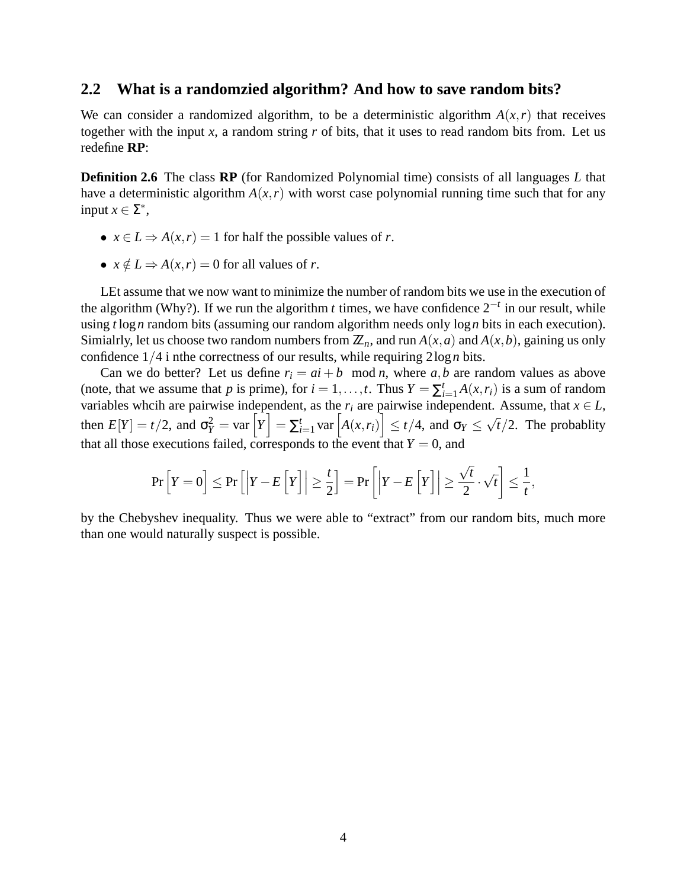## 2.2 What is a randomzied algorithm? And how to save random bits?

We can consider a randomized algorithm, to be a deterministic algorithm $A(x,r)$ that receives together with the input $x$, a random string $r$ of bits, that it uses to read random bits from. Let us redefine **RP**:

**Definition 2.6** The class **RP** (for Randomized Polynomial time) consists of all languages $L$ that have a deterministic algorithm $A(x,r)$ with worst case polynomial running time such that for any input $x \in \Sigma^*$,

- $x \in L \Rightarrow A(x,r) = 1$ for half the possible values of $r$.
- $x \notin L \Rightarrow A(x,r) = 0$ for all values of $r$.

LEt assume that we now want to minimize the number of random bits we use in the execution of the algorithm (Why?). If we run the algorithm $t$ times, we have confidence $2^{-t}$ in our result, while using $t \log n$ random bits (assuming our random algorithm needs only $\log n$ bits in each execution). Simialrly, let us choose two random numbers from $\mathbb{Z}_n$, and run $A(x,a)$ and $A(x,b)$, gaining us only confidence $1/4$ i nthe correctness of our results, while requiring $2\log n$ bits.

Can we do better? Let us define $r_i = ai + b \mod n$, where $a,b$ are random values as above (note, that we assume that $p$ is prime), for $i = 1,\ldots,t$. Thus $Y = \sum_{i=1}^{t} A(x,r_i)$ is a sum of random variables whcih are pairwise independent, as the $r_i$ are pairwise independent. Assume, that $x \in L$, then $E[Y] = t/2$, and $\sigma_Y^2 = \mathrm{var}\left[Y\right] = \sum_{i=1}^{t} \mathrm{var}\left[A(x,r_i)\right] \le t/4$, and $\sigma_Y \le \sqrt{t}/2$. The probablity that all those executions failed, corresponds to the event that $Y = 0$, and

$$\Pr\left[Y = 0\right] \le \Pr\left[\left|Y - E\left[Y\right]\right| \ge \frac{t}{2}\right] = \Pr\left[\left|Y - E\left[Y\right]\right| \ge \frac{\sqrt{t}}{2} \cdot \sqrt{t}\right] \le \frac{1}{t},$$

by the Chebyshev inequality. Thus we were able to "extract" from our random bits, much more than one would naturally suspect is possible.